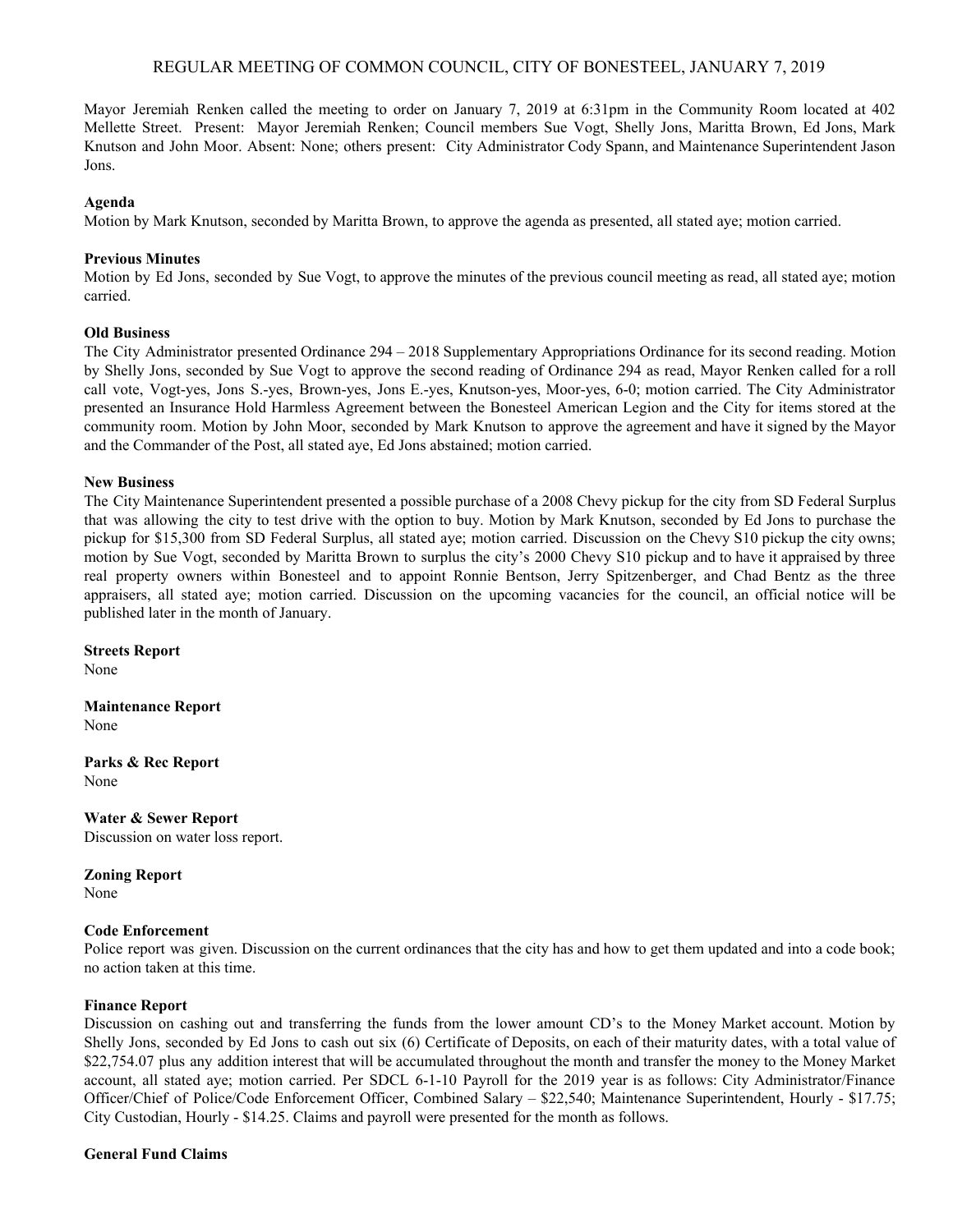# REGULAR MEETING OF COMMON COUNCIL, CITY OF BONESTEEL, JANUARY 7, 2019

Mayor Jeremiah Renken called the meeting to order on January 7, 2019 at 6:31pm in the Community Room located at 402 Mellette Street. Present: Mayor Jeremiah Renken; Council members Sue Vogt, Shelly Jons, Maritta Brown, Ed Jons, Mark Knutson and John Moor. Absent: None; others present: City Administrator Cody Spann, and Maintenance Superintendent Jason Jons.

**Agenda**

Motion by Mark Knutson, seconded by Maritta Brown, to approve the agenda as presented, all stated aye; motion carried.

**Previous Minutes**

Motion by Ed Jons, seconded by Sue Vogt, to approve the minutes of the previous council meeting as read, all stated aye; motion carried.

**Old Business**

The City Administrator presented Ordinance 294 – 2018 Supplementary Appropriations Ordinance for its second reading. Motion by Shelly Jons, seconded by Sue Vogt to approve the second reading of Ordinance 294 as read, Mayor Renken called for a roll call vote, Vogt-yes, Jons S.-yes, Brown-yes, Jons E.-yes, Knutson-yes, Moor-yes, 6-0; motion carried. The City Administrator presented an Insurance Hold Harmless Agreement between the Bonesteel American Legion and the City for items stored at the community room. Motion by John Moor, seconded by Mark Knutson to approve the agreement and have it signed by the Mayor and the Commander of the Post, all stated aye, Ed Jons abstained; motion carried.

**New Business**

The City Maintenance Superintendent presented a possible purchase of a 2008 Chevy pickup for the city from SD Federal Surplus that was allowing the city to test drive with the option to buy. Motion by Mark Knutson, seconded by Ed Jons to purchase the pickup for $15,300 from SD Federal Surplus, all stated aye; motion carried. Discussion on the Chevy S10 pickup the city owns; motion by Sue Vogt, seconded by Maritta Brown to surplus the city's 2000 Chevy S10 pickup and to have it appraised by three real property owners within Bonesteel and to appoint Ronnie Bentson, Jerry Spitzenberger, and Chad Bentz as the three appraisers, all stated aye; motion carried. Discussion on the upcoming vacancies for the council, an official notice will be published later in the month of January.

**Streets Report**

None

**Maintenance Report**

None

**Parks & Rec Report**

None

**Water & Sewer Report**

Discussion on water loss report.

**Zoning Report**

None

**Code Enforcement**

Police report was given. Discussion on the current ordinances that the city has and how to get them updated and into a code book; no action taken at this time.

**Finance Report**

Discussion on cashing out and transferring the funds from the lower amount CD's to the Money Market account. Motion by Shelly Jons, seconded by Ed Jons to cash out six (6) Certificate of Deposits, on each of their maturity dates, with a total value of $22,754.07 plus any addition interest that will be accumulated throughout the month and transfer the money to the Money Market account, all stated aye; motion carried. Per SDCL 6-1-10 Payroll for the 2019 year is as follows: City Administrator/Finance Officer/Chief of Police/Code Enforcement Officer, Combined Salary – $22,540; Maintenance Superintendent, Hourly - $17.75; City Custodian, Hourly - $14.25. Claims and payroll were presented for the month as follows.

**General Fund Claims**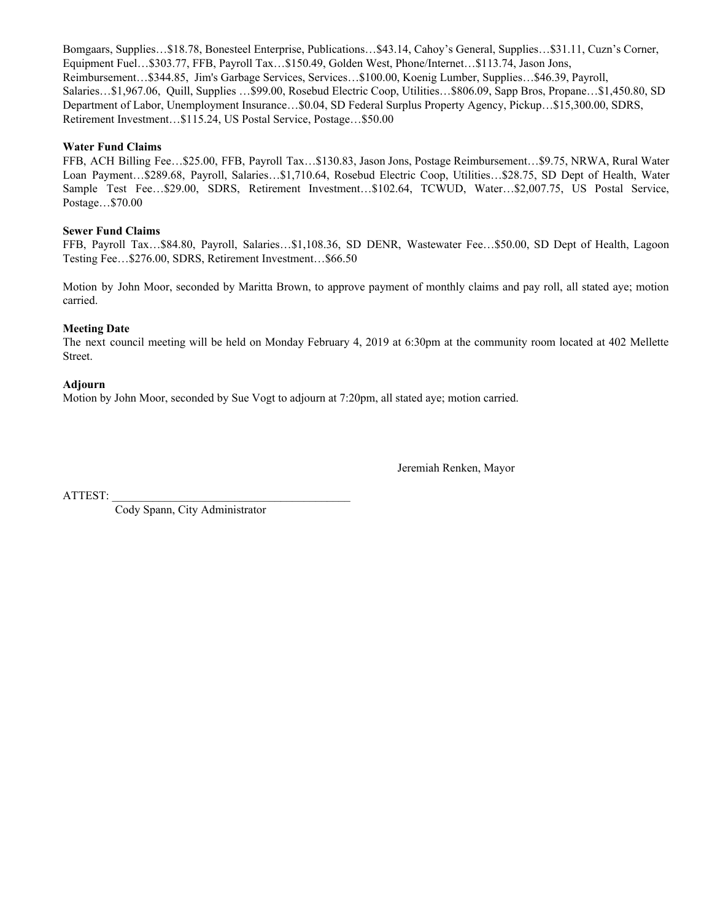Bomgaars, Supplies…$18.78, Bonesteel Enterprise, Publications…$43.14, Cahoy's General, Supplies…$31.11, Cuzn's Corner, Equipment Fuel…$303.77, FFB, Payroll Tax…$150.49, Golden West, Phone/Internet…$113.74, Jason Jons, Reimbursement…$344.85, Jim's Garbage Services, Services…$100.00, Koenig Lumber, Supplies…$46.39, Payroll, Salaries…$1,967.06, Quill, Supplies …$99.00, Rosebud Electric Coop, Utilities…$806.09, Sapp Bros, Propane…$1,450.80, SD Department of Labor, Unemployment Insurance…$0.04, SD Federal Surplus Property Agency, Pickup…$15,300.00, SDRS, Retirement Investment…$115.24, US Postal Service, Postage…$50.00

**Water Fund Claims**
FFB, ACH Billing Fee…$25.00, FFB, Payroll Tax…$130.83, Jason Jons, Postage Reimbursement…$9.75, NRWA, Rural Water Loan Payment…$289.68, Payroll, Salaries…$1,710.64, Rosebud Electric Coop, Utilities…$28.75, SD Dept of Health, Water Sample Test Fee…$29.00, SDRS, Retirement Investment…$102.64, TCWUD, Water…$2,007.75, US Postal Service, Postage…$70.00

**Sewer Fund Claims**
FFB, Payroll Tax…$84.80, Payroll, Salaries…$1,108.36, SD DENR, Wastewater Fee…$50.00, SD Dept of Health, Lagoon Testing Fee…$276.00, SDRS, Retirement Investment…$66.50

Motion by John Moor, seconded by Maritta Brown, to approve payment of monthly claims and pay roll, all stated aye; motion carried.

**Meeting Date**
The next council meeting will be held on Monday February 4, 2019 at 6:30pm at the community room located at 402 Mellette Street.

**Adjourn**
Motion by John Moor, seconded by Sue Vogt to adjourn at 7:20pm, all stated aye; motion carried.

Jeremiah Renken, Mayor

ATTEST: ________________________________________
Cody Spann, City Administrator